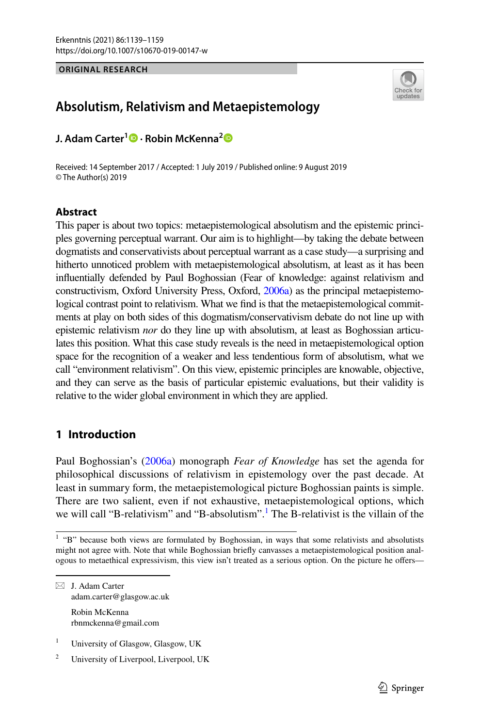ORIGINAL RESEARCH

# Absolutism, Relativism and Metaepistemology

**J. Adam Carter[1] · Robin McKenna[2]**

Received: 14 September 2017 / Accepted: 1 July 2019 / Published online: 9 August 2019
© The Author(s) 2019

## Abstract

This paper is about two topics: metaepistemological absolutism and the epistemic principles governing perceptual warrant. Our aim is to highlight—by taking the debate between dogmatists and conservativists about perceptual warrant as a case study—a surprising and hitherto unnoticed problem with metaepistemological absolutism, at least as it has been influentially defended by Paul Boghossian (Fear of knowledge: against relativism and constructivism, Oxford University Press, Oxford, 2006a) as the principal metaepistemological contrast point to relativism. What we find is that the metaepistemological commitments at play on both sides of this dogmatism/conservativism debate do not line up with epistemic relativism *nor* do they line up with absolutism, at least as Boghossian articulates this position. What this case study reveals is the need in metaepistemological option space for the recognition of a weaker and less tendentious form of absolutism, what we call "environment relativism". On this view, epistemic principles are knowable, objective, and they can serve as the basis of particular epistemic evaluations, but their validity is relative to the wider global environment in which they are applied.

## 1 Introduction

Paul Boghossian's (2006a) monograph *Fear of Knowledge* has set the agenda for philosophical discussions of relativism in epistemology over the past decade. At least in summary form, the metaepistemological picture Boghossian paints is simple. There are two salient, even if not exhaustive, metaepistemological options, which we will call "B-relativism" and "B-absolutism".[1] The B-relativist is the villain of the

[1] "B" because both views are formulated by Boghossian, in ways that some relativists and absolutists might not agree with. Note that while Boghossian briefly canvasses a metaepistemological position analogous to metaethical expressivism, this view isn't treated as a serious option. On the picture he offers—

✉ J. Adam Carter
adam.carter@glasgow.ac.uk

Robin McKenna
rbnmckenna@gmail.com

[1] University of Glasgow, Glasgow, UK

[2] University of Liverpool, Liverpool, UK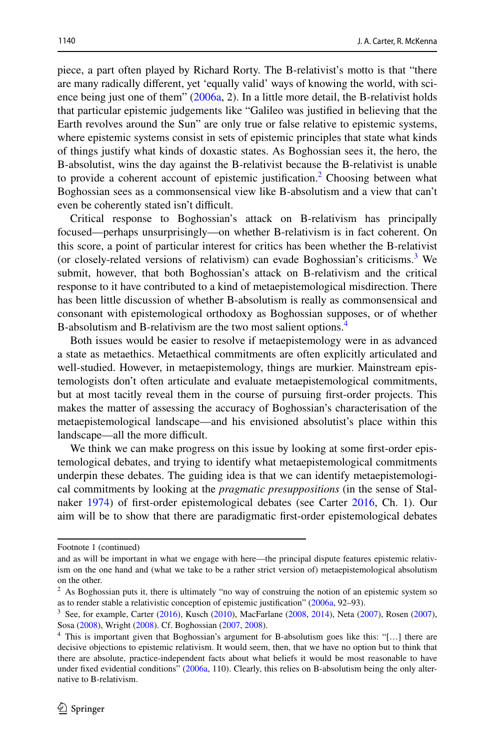piece, a part often played by Richard Rorty. The B-relativist's motto is that "there are many radically different, yet 'equally valid' ways of knowing the world, with science being just one of them" (2006a, 2). In a little more detail, the B-relativist holds that particular epistemic judgements like "Galileo was justified in believing that the Earth revolves around the Sun" are only true or false relative to epistemic systems, where epistemic systems consist in sets of epistemic principles that state what kinds of things justify what kinds of doxastic states. As Boghossian sees it, the hero, the B-absolutist, wins the day against the B-relativist because the B-relativist is unable to provide a coherent account of epistemic justification.[2] Choosing between what Boghossian sees as a commonsensical view like B-absolutism and a view that can't even be coherently stated isn't difficult.

Critical response to Boghossian's attack on B-relativism has principally focused—perhaps unsurprisingly—on whether B-relativism is in fact coherent. On this score, a point of particular interest for critics has been whether the B-relativist (or closely-related versions of relativism) can evade Boghossian's criticisms.[3] We submit, however, that both Boghossian's attack on B-relativism and the critical response to it have contributed to a kind of metaepistemological misdirection. There has been little discussion of whether B-absolutism is really as commonsensical and consonant with epistemological orthodoxy as Boghossian supposes, or of whether B-absolutism and B-relativism are the two most salient options.[4]

Both issues would be easier to resolve if metaepistemology were in as advanced a state as metaethics. Metaethical commitments are often explicitly articulated and well-studied. However, in metaepistemology, things are murkier. Mainstream epistemologists don't often articulate and evaluate metaepistemological commitments, but at most tacitly reveal them in the course of pursuing first-order projects. This makes the matter of assessing the accuracy of Boghossian's characterisation of the metaepistemological landscape—and his envisioned absolutist's place within this landscape—all the more difficult.

We think we can make progress on this issue by looking at some first-order epistemological debates, and trying to identify what metaepistemological commitments underpin these debates. The guiding idea is that we can identify metaepistemological commitments by looking at the *pragmatic presuppositions* (in the sense of Stalnaker 1974) of first-order epistemological debates (see Carter 2016, Ch. 1). Our aim will be to show that there are paradigmatic first-order epistemological debates

---

Footnote 1 (continued)

and as will be important in what we engage with here—the principal dispute features epistemic relativism on the one hand and (what we take to be a rather strict version of) metaepistemological absolutism on the other.

[2] As Boghossian puts it, there is ultimately "no way of construing the notion of an epistemic system so as to render stable a relativistic conception of epistemic justification" (2006a, 92–93).

[3] See, for example, Carter (2016), Kusch (2010), MacFarlane (2008, 2014), Neta (2007), Rosen (2007), Sosa (2008), Wright (2008). Cf. Boghossian (2007, 2008).

[4] This is important given that Boghossian's argument for B-absolutism goes like this: "[…] there are decisive objections to epistemic relativism. It would seem, then, that we have no option but to think that there are absolute, practice-independent facts about what beliefs it would be most reasonable to have under fixed evidential conditions" (2006a, 110). Clearly, this relies on B-absolutism being the only alternative to B-relativism.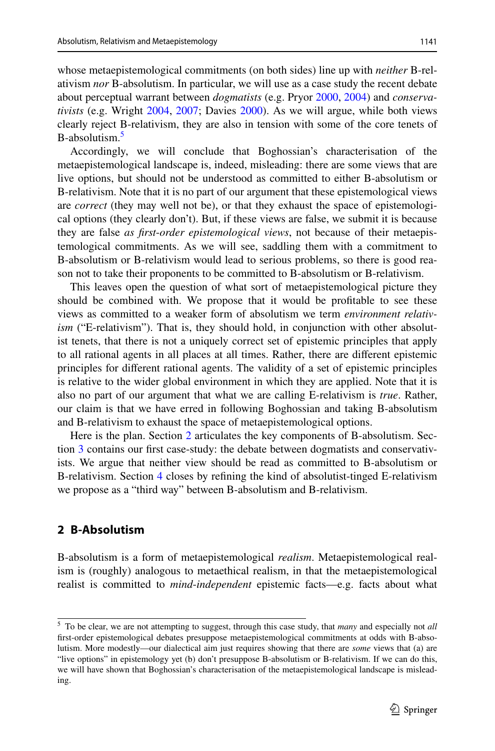whose metaepistemological commitments (on both sides) line up with *neither* B-relativism *nor* B-absolutism. In particular, we will use as a case study the recent debate about perceptual warrant between *dogmatists* (e.g. Pryor 2000, 2004) and *conservativists* (e.g. Wright 2004, 2007; Davies 2000). As we will argue, while both views clearly reject B-relativism, they are also in tension with some of the core tenets of B-absolutism.[5]

Accordingly, we will conclude that Boghossian's characterisation of the metaepistemological landscape is, indeed, misleading: there are some views that are live options, but should not be understood as committed to either B-absolutism or B-relativism. Note that it is no part of our argument that these epistemological views are *correct* (they may well not be), or that they exhaust the space of epistemological options (they clearly don't). But, if these views are false, we submit it is because they are false *as first-order epistemological views*, not because of their metaepistemological commitments. As we will see, saddling them with a commitment to B-absolutism or B-relativism would lead to serious problems, so there is good reason not to take their proponents to be committed to B-absolutism or B-relativism.

This leaves open the question of what sort of metaepistemological picture they should be combined with. We propose that it would be profitable to see these views as committed to a weaker form of absolutism we term *environment relativism* ("E-relativism"). That is, they should hold, in conjunction with other absolutist tenets, that there is not a uniquely correct set of epistemic principles that apply to all rational agents in all places at all times. Rather, there are different epistemic principles for different rational agents. The validity of a set of epistemic principles is relative to the wider global environment in which they are applied. Note that it is also no part of our argument that what we are calling E-relativism is *true*. Rather, our claim is that we have erred in following Boghossian and taking B-absolutism and B-relativism to exhaust the space of metaepistemological options.

Here is the plan. Section 2 articulates the key components of B-absolutism. Section 3 contains our first case-study: the debate between dogmatists and conservativists. We argue that neither view should be read as committed to B-absolutism or B-relativism. Section 4 closes by refining the kind of absolutist-tinged E-relativism we propose as a "third way" between B-absolutism and B-relativism.

## 2 B-Absolutism

B-absolutism is a form of metaepistemological *realism*. Metaepistemological realism is (roughly) analogous to metaethical realism, in that the metaepistemological realist is committed to *mind-independent* epistemic facts—e.g. facts about what

---

[5] To be clear, we are not attempting to suggest, through this case study, that *many* and especially not *all* first-order epistemological debates presuppose metaepistemological commitments at odds with B-absolutism. More modestly—our dialectical aim just requires showing that there are *some* views that (a) are "live options" in epistemology yet (b) don't presuppose B-absolutism or B-relativism. If we can do this, we will have shown that Boghossian's characterisation of the metaepistemological landscape is misleading.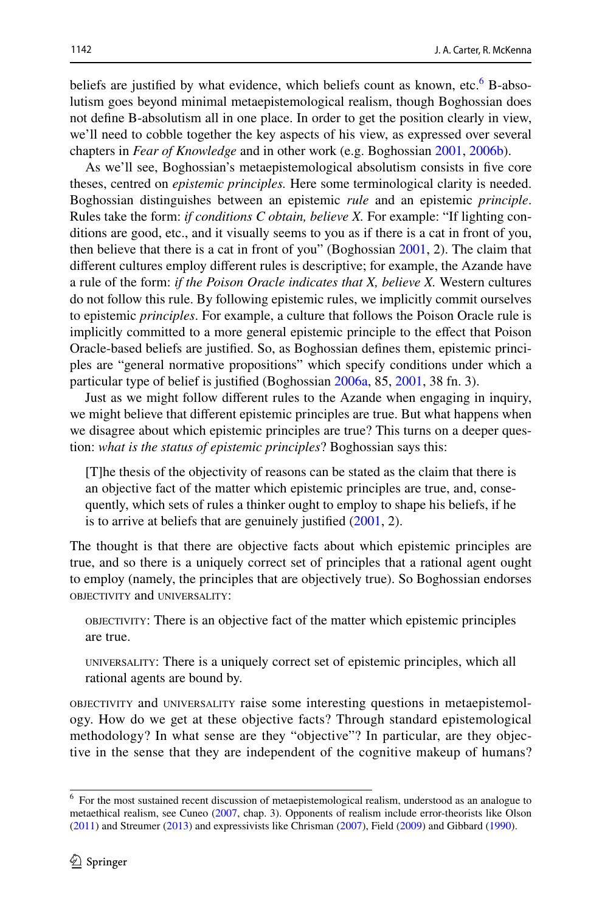beliefs are justified by what evidence, which beliefs count as known, etc.[6] B-absolutism goes beyond minimal metaepistemological realism, though Boghossian does not define B-absolutism all in one place. In order to get the position clearly in view, we'll need to cobble together the key aspects of his view, as expressed over several chapters in *Fear of Knowledge* and in other work (e.g. Boghossian 2001, 2006b).

As we'll see, Boghossian's metaepistemological absolutism consists in five core theses, centred on *epistemic principles.* Here some terminological clarity is needed. Boghossian distinguishes between an epistemic *rule* and an epistemic *principle*. Rules take the form: *if conditions C obtain, believe X.* For example: "If lighting conditions are good, etc., and it visually seems to you as if there is a cat in front of you, then believe that there is a cat in front of you" (Boghossian 2001, 2). The claim that different cultures employ different rules is descriptive; for example, the Azande have a rule of the form: *if the Poison Oracle indicates that X, believe X.* Western cultures do not follow this rule. By following epistemic rules, we implicitly commit ourselves to epistemic *principles*. For example, a culture that follows the Poison Oracle rule is implicitly committed to a more general epistemic principle to the effect that Poison Oracle-based beliefs are justified. So, as Boghossian defines them, epistemic principles are "general normative propositions" which specify conditions under which a particular type of belief is justified (Boghossian 2006a, 85, 2001, 38 fn. 3).

Just as we might follow different rules to the Azande when engaging in inquiry, we might believe that different epistemic principles are true. But what happens when we disagree about which epistemic principles are true? This turns on a deeper question: *what is the status of epistemic principles*? Boghossian says this:

> [T]he thesis of the objectivity of reasons can be stated as the claim that there is an objective fact of the matter which epistemic principles are true, and, consequently, which sets of rules a thinker ought to employ to shape his beliefs, if he is to arrive at beliefs that are genuinely justified (2001, 2).

The thought is that there are objective facts about which epistemic principles are true, and so there is a uniquely correct set of principles that a rational agent ought to employ (namely, the principles that are objectively true). So Boghossian endorses OBJECTIVITY and UNIVERSALITY:

> OBJECTIVITY: There is an objective fact of the matter which epistemic principles are true.

> UNIVERSALITY: There is a uniquely correct set of epistemic principles, which all rational agents are bound by.

OBJECTIVITY and UNIVERSALITY raise some interesting questions in metaepistemology. How do we get at these objective facts? Through standard epistemological methodology? In what sense are they "objective"? In particular, are they objective in the sense that they are independent of the cognitive makeup of humans?

[6] For the most sustained recent discussion of metaepistemological realism, understood as an analogue to metaethical realism, see Cuneo (2007, chap. 3). Opponents of realism include error-theorists like Olson (2011) and Streumer (2013) and expressivists like Chrisman (2007), Field (2009) and Gibbard (1990).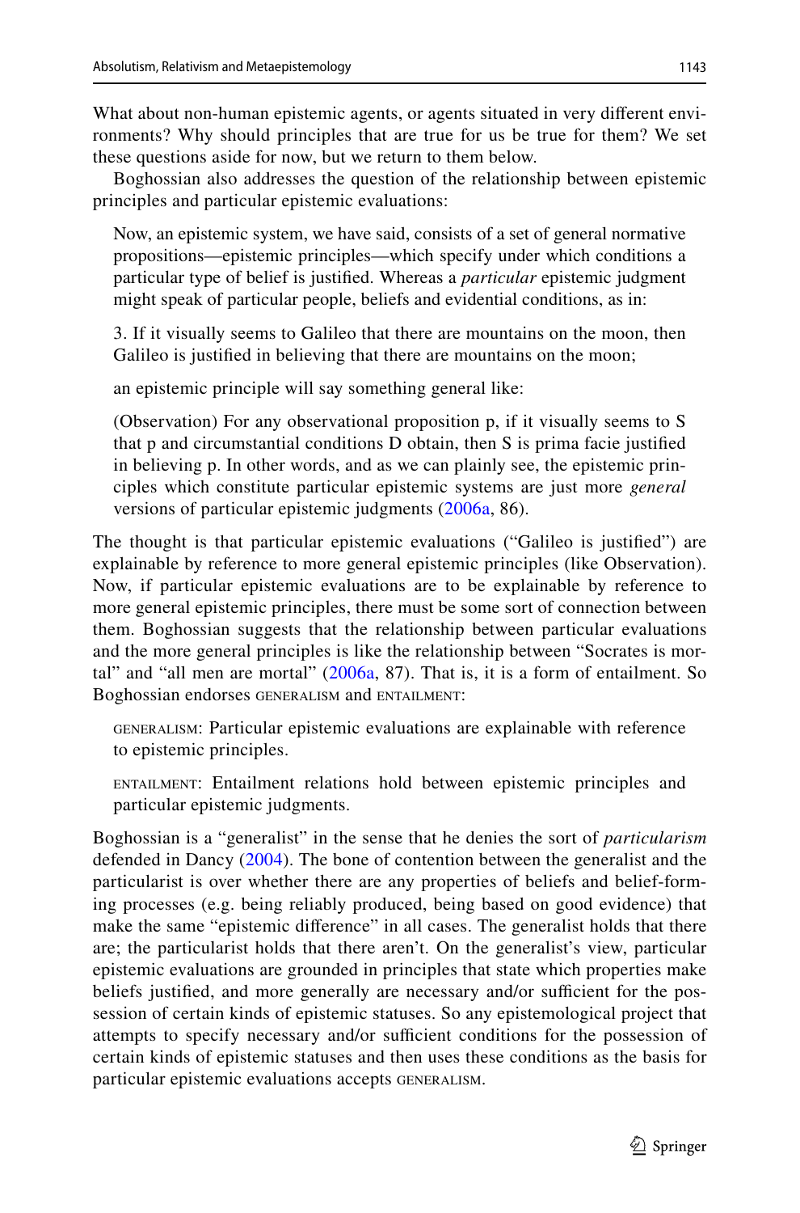What about non-human epistemic agents, or agents situated in very different environments? Why should principles that are true for us be true for them? We set these questions aside for now, but we return to them below.

Boghossian also addresses the question of the relationship between epistemic principles and particular epistemic evaluations:

> Now, an epistemic system, we have said, consists of a set of general normative propositions—epistemic principles—which specify under which conditions a particular type of belief is justified. Whereas a *particular* epistemic judgment might speak of particular people, beliefs and evidential conditions, as in:
>
> 3. If it visually seems to Galileo that there are mountains on the moon, then Galileo is justified in believing that there are mountains on the moon;
>
> an epistemic principle will say something general like:
>
> (Observation) For any observational proposition p, if it visually seems to S that p and circumstantial conditions D obtain, then S is prima facie justified in believing p. In other words, and as we can plainly see, the epistemic principles which constitute particular epistemic systems are just more *general* versions of particular epistemic judgments (2006a, 86).

The thought is that particular epistemic evaluations ("Galileo is justified") are explainable by reference to more general epistemic principles (like Observation). Now, if particular epistemic evaluations are to be explainable by reference to more general epistemic principles, there must be some sort of connection between them. Boghossian suggests that the relationship between particular evaluations and the more general principles is like the relationship between "Socrates is mortal" and "all men are mortal" (2006a, 87). That is, it is a form of entailment. So Boghossian endorses GENERALISM and ENTAILMENT:

> GENERALISM: Particular epistemic evaluations are explainable with reference to epistemic principles.
>
> ENTAILMENT: Entailment relations hold between epistemic principles and particular epistemic judgments.

Boghossian is a "generalist" in the sense that he denies the sort of *particularism* defended in Dancy (2004). The bone of contention between the generalist and the particularist is over whether there are any properties of beliefs and belief-forming processes (e.g. being reliably produced, being based on good evidence) that make the same "epistemic difference" in all cases. The generalist holds that there are; the particularist holds that there aren't. On the generalist's view, particular epistemic evaluations are grounded in principles that state which properties make beliefs justified, and more generally are necessary and/or sufficient for the possession of certain kinds of epistemic statuses. So any epistemological project that attempts to specify necessary and/or sufficient conditions for the possession of certain kinds of epistemic statuses and then uses these conditions as the basis for particular epistemic evaluations accepts GENERALISM.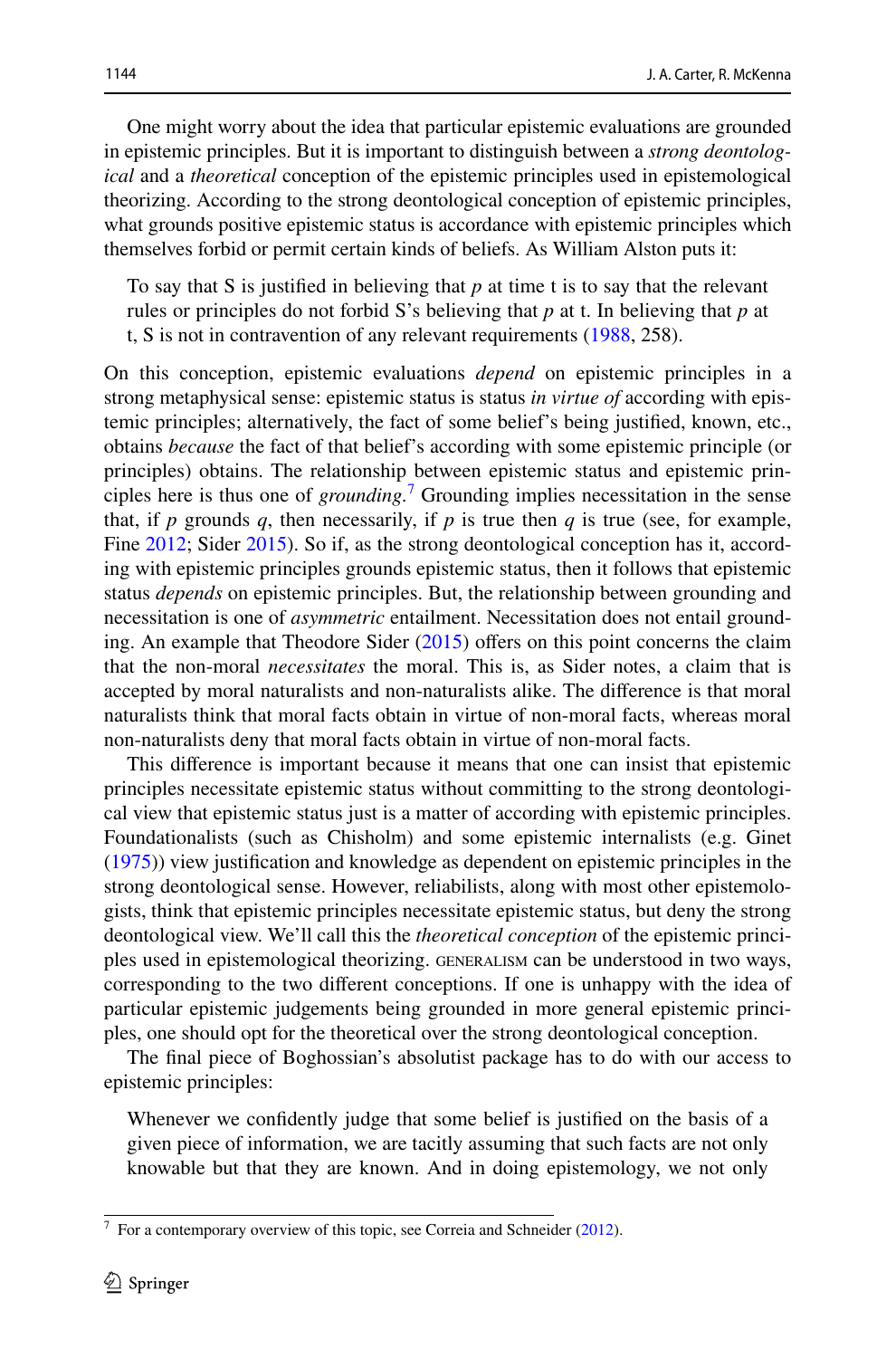One might worry about the idea that particular epistemic evaluations are grounded in epistemic principles. But it is important to distinguish between a *strong deontological* and a *theoretical* conception of the epistemic principles used in epistemological theorizing. According to the strong deontological conception of epistemic principles, what grounds positive epistemic status is accordance with epistemic principles which themselves forbid or permit certain kinds of beliefs. As William Alston puts it:

> To say that S is justified in believing that *p* at time t is to say that the relevant rules or principles do not forbid S's believing that *p* at t. In believing that *p* at t, S is not in contravention of any relevant requirements (1988, 258).

On this conception, epistemic evaluations *depend* on epistemic principles in a strong metaphysical sense: epistemic status is status *in virtue of* according with epistemic principles; alternatively, the fact of some belief's being justified, known, etc., obtains *because* the fact of that belief's according with some epistemic principle (or principles) obtains. The relationship between epistemic status and epistemic principles here is thus one of *grounding*.[7] Grounding implies necessitation in the sense that, if *p* grounds *q*, then necessarily, if *p* is true then *q* is true (see, for example, Fine 2012; Sider 2015). So if, as the strong deontological conception has it, according with epistemic principles grounds epistemic status, then it follows that epistemic status *depends* on epistemic principles. But, the relationship between grounding and necessitation is one of *asymmetric* entailment. Necessitation does not entail grounding. An example that Theodore Sider (2015) offers on this point concerns the claim that the non-moral *necessitates* the moral. This is, as Sider notes, a claim that is accepted by moral naturalists and non-naturalists alike. The difference is that moral naturalists think that moral facts obtain in virtue of non-moral facts, whereas moral non-naturalists deny that moral facts obtain in virtue of non-moral facts.

This difference is important because it means that one can insist that epistemic principles necessitate epistemic status without committing to the strong deontological view that epistemic status just is a matter of according with epistemic principles. Foundationalists (such as Chisholm) and some epistemic internalists (e.g. Ginet (1975)) view justification and knowledge as dependent on epistemic principles in the strong deontological sense. However, reliabilists, along with most other epistemologists, think that epistemic principles necessitate epistemic status, but deny the strong deontological view. We'll call this the *theoretical conception* of the epistemic principles used in epistemological theorizing. GENERALISM can be understood in two ways, corresponding to the two different conceptions. If one is unhappy with the idea of particular epistemic judgements being grounded in more general epistemic principles, one should opt for the theoretical over the strong deontological conception.

The final piece of Boghossian's absolutist package has to do with our access to epistemic principles:

> Whenever we confidently judge that some belief is justified on the basis of a given piece of information, we are tacitly assuming that such facts are not only knowable but that they are known. And in doing epistemology, we not only

[7] For a contemporary overview of this topic, see Correia and Schneider (2012).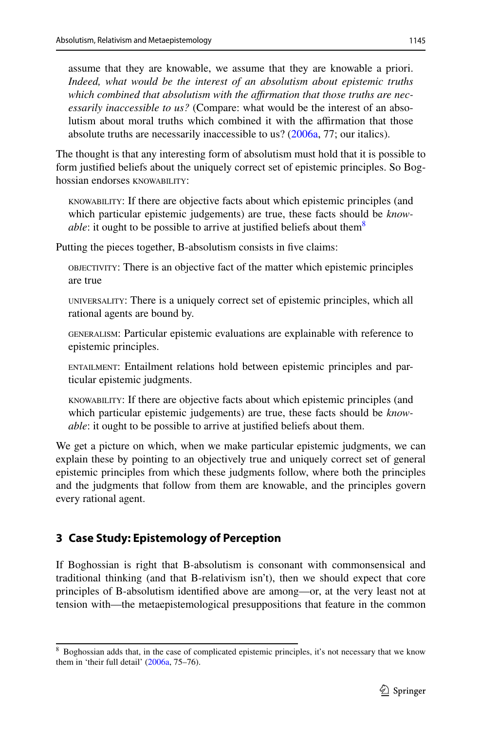> assume that they are knowable, we assume that they are knowable a priori. *Indeed, what would be the interest of an absolutism about epistemic truths which combined that absolutism with the affirmation that those truths are necessarily inaccessible to us?* (Compare: what would be the interest of an absolutism about moral truths which combined it with the affirmation that those absolute truths are necessarily inaccessible to us? (2006a, 77; our italics).

The thought is that any interesting form of absolutism must hold that it is possible to form justified beliefs about the uniquely correct set of epistemic principles. So Boghossian endorses KNOWABILITY:

> KNOWABILITY: If there are objective facts about which epistemic principles (and which particular epistemic judgements) are true, these facts should be *knowable*: it ought to be possible to arrive at justified beliefs about them[8]

Putting the pieces together, B-absolutism consists in five claims:

> OBJECTIVITY: There is an objective fact of the matter which epistemic principles are true
>
> UNIVERSALITY: There is a uniquely correct set of epistemic principles, which all rational agents are bound by.
>
> GENERALISM: Particular epistemic evaluations are explainable with reference to epistemic principles.
>
> ENTAILMENT: Entailment relations hold between epistemic principles and particular epistemic judgments.
>
> KNOWABILITY: If there are objective facts about which epistemic principles (and which particular epistemic judgements) are true, these facts should be *knowable*: it ought to be possible to arrive at justified beliefs about them.

We get a picture on which, when we make particular epistemic judgments, we can explain these by pointing to an objectively true and uniquely correct set of general epistemic principles from which these judgments follow, where both the principles and the judgments that follow from them are knowable, and the principles govern every rational agent.

## 3 Case Study: Epistemology of Perception

If Boghossian is right that B-absolutism is consonant with commonsensical and traditional thinking (and that B-relativism isn't), then we should expect that core principles of B-absolutism identified above are among—or, at the very least not at tension with—the metaepistemological presuppositions that feature in the common

---

[8] Boghossian adds that, in the case of complicated epistemic principles, it's not necessary that we know them in 'their full detail' (2006a, 75–76).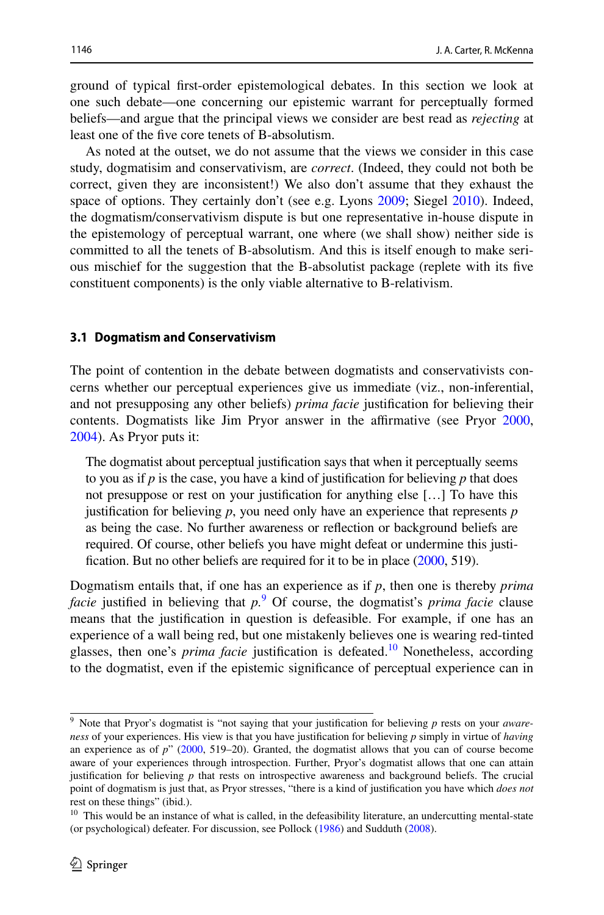ground of typical first-order epistemological debates. In this section we look at one such debate—one concerning our epistemic warrant for perceptually formed beliefs—and argue that the principal views we consider are best read as *rejecting* at least one of the five core tenets of B-absolutism.

As noted at the outset, we do not assume that the views we consider in this case study, dogmatisim and conservativism, are *correct*. (Indeed, they could not both be correct, given they are inconsistent!) We also don't assume that they exhaust the space of options. They certainly don't (see e.g. Lyons 2009; Siegel 2010). Indeed, the dogmatism/conservativism dispute is but one representative in-house dispute in the epistemology of perceptual warrant, one where (we shall show) neither side is committed to all the tenets of B-absolutism. And this is itself enough to make serious mischief for the suggestion that the B-absolutist package (replete with its five constituent components) is the only viable alternative to B-relativism.

### 3.1 Dogmatism and Conservativism

The point of contention in the debate between dogmatists and conservativists concerns whether our perceptual experiences give us immediate (viz., non-inferential, and not presupposing any other beliefs) *prima facie* justification for believing their contents. Dogmatists like Jim Pryor answer in the affirmative (see Pryor 2000, 2004). As Pryor puts it:

> The dogmatist about perceptual justification says that when it perceptually seems to you as if *p* is the case, you have a kind of justification for believing *p* that does not presuppose or rest on your justification for anything else […] To have this justification for believing *p*, you need only have an experience that represents *p* as being the case. No further awareness or reflection or background beliefs are required. Of course, other beliefs you have might defeat or undermine this justification. But no other beliefs are required for it to be in place (2000, 519).

Dogmatism entails that, if one has an experience as if *p*, then one is thereby *prima facie* justified in believing that *p*.[9] Of course, the dogmatist's *prima facie* clause means that the justification in question is defeasible. For example, if one has an experience of a wall being red, but one mistakenly believes one is wearing red-tinted glasses, then one's *prima facie* justification is defeated.[10] Nonetheless, according to the dogmatist, even if the epistemic significance of perceptual experience can in

[9] Note that Pryor's dogmatist is "not saying that your justification for believing *p* rests on your *awareness* of your experiences. His view is that you have justification for believing *p* simply in virtue of *having* an experience as of *p*" (2000, 519–20). Granted, the dogmatist allows that you can of course become aware of your experiences through introspection. Further, Pryor's dogmatist allows that one can attain justification for believing *p* that rests on introspective awareness and background beliefs. The crucial point of dogmatism is just that, as Pryor stresses, "there is a kind of justification you have which *does not* rest on these things" (ibid.).

[10] This would be an instance of what is called, in the defeasibility literature, an undercutting mental-state (or psychological) defeater. For discussion, see Pollock (1986) and Sudduth (2008).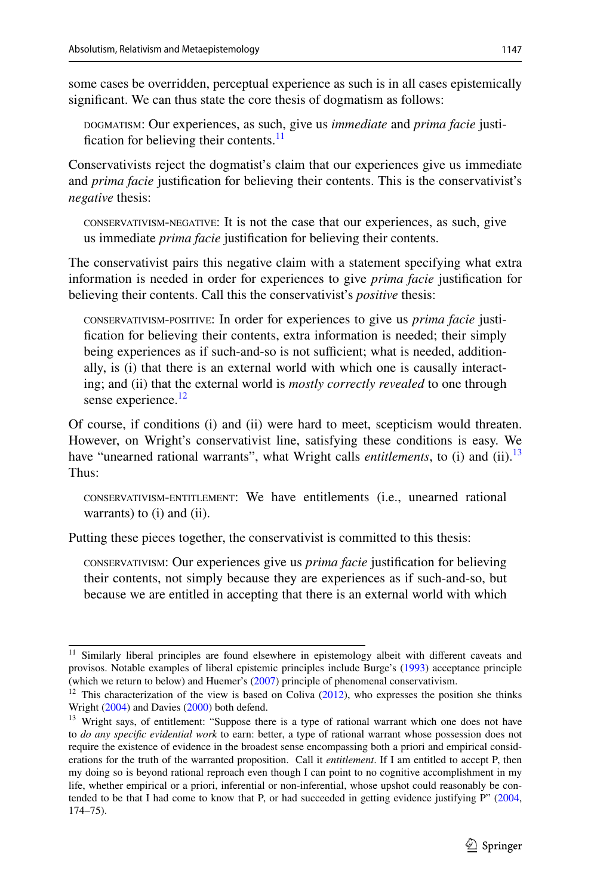some cases be overridden, perceptual experience as such is in all cases epistemically significant. We can thus state the core thesis of dogmatism as follows:

> DOGMATISM: Our experiences, as such, give us *immediate* and *prima facie* justification for believing their contents.[11]

Conservativists reject the dogmatist's claim that our experiences give us immediate and *prima facie* justification for believing their contents. This is the conservativist's *negative* thesis:

> CONSERVATIVISM-NEGATIVE: It is not the case that our experiences, as such, give us immediate *prima facie* justification for believing their contents.

The conservativist pairs this negative claim with a statement specifying what extra information is needed in order for experiences to give *prima facie* justification for believing their contents. Call this the conservativist's *positive* thesis:

> CONSERVATIVISM-POSITIVE: In order for experiences to give us *prima facie* justification for believing their contents, extra information is needed; their simply being experiences as if such-and-so is not sufficient; what is needed, additionally, is (i) that there is an external world with which one is causally interacting; and (ii) that the external world is *mostly correctly revealed* to one through sense experience.[12]

Of course, if conditions (i) and (ii) were hard to meet, scepticism would threaten. However, on Wright's conservativist line, satisfying these conditions is easy. We have "unearned rational warrants", what Wright calls *entitlements*, to (i) and (ii).[13] Thus:

> CONSERVATIVISM-ENTITLEMENT: We have entitlements (i.e., unearned rational warrants) to (i) and (ii).

Putting these pieces together, the conservativist is committed to this thesis:

> CONSERVATIVISM: Our experiences give us *prima facie* justification for believing their contents, not simply because they are experiences as if such-and-so, but because we are entitled in accepting that there is an external world with which

---

[11] Similarly liberal principles are found elsewhere in epistemology albeit with different caveats and provisos. Notable examples of liberal epistemic principles include Burge's (1993) acceptance principle (which we return to below) and Huemer's (2007) principle of phenomenal conservativism.

[12] This characterization of the view is based on Coliva (2012), who expresses the position she thinks Wright (2004) and Davies (2000) both defend.

[13] Wright says, of entitlement: "Suppose there is a type of rational warrant which one does not have to *do any specific evidential work* to earn: better, a type of rational warrant whose possession does not require the existence of evidence in the broadest sense encompassing both a priori and empirical considerations for the truth of the warranted proposition. Call it *entitlement*. If I am entitled to accept P, then my doing so is beyond rational reproach even though I can point to no cognitive accomplishment in my life, whether empirical or a priori, inferential or non-inferential, whose upshot could reasonably be contended to be that I had come to know that P, or had succeeded in getting evidence justifying P" (2004, 174–75).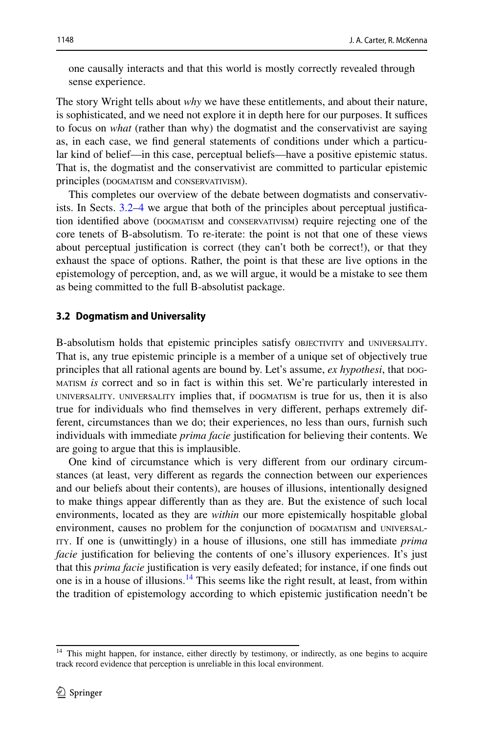one causally interacts and that this world is mostly correctly revealed through sense experience.

The story Wright tells about *why* we have these entitlements, and about their nature, is sophisticated, and we need not explore it in depth here for our purposes. It suffices to focus on *what* (rather than why) the dogmatist and the conservativist are saying as, in each case, we find general statements of conditions under which a particular kind of belief—in this case, perceptual beliefs—have a positive epistemic status. That is, the dogmatist and the conservativist are committed to particular epistemic principles (DOGMATISM and CONSERVATIVISM).

This completes our overview of the debate between dogmatists and conservativists. In Sects. 3.2–4 we argue that both of the principles about perceptual justification identified above (DOGMATISM and CONSERVATIVISM) require rejecting one of the core tenets of B-absolutism. To re-iterate: the point is not that one of these views about perceptual justification is correct (they can't both be correct!), or that they exhaust the space of options. Rather, the point is that these are live options in the epistemology of perception, and, as we will argue, it would be a mistake to see them as being committed to the full B-absolutist package.

### 3.2 Dogmatism and Universality

B-absolutism holds that epistemic principles satisfy OBJECTIVITY and UNIVERSALITY. That is, any true epistemic principle is a member of a unique set of objectively true principles that all rational agents are bound by. Let's assume, *ex hypothesi*, that DOGMATISM *is* correct and so in fact is within this set. We're particularly interested in UNIVERSALITY. UNIVERSALITY implies that, if DOGMATISM is true for us, then it is also true for individuals who find themselves in very different, perhaps extremely different, circumstances than we do; their experiences, no less than ours, furnish such individuals with immediate *prima facie* justification for believing their contents. We are going to argue that this is implausible.

One kind of circumstance which is very different from our ordinary circumstances (at least, very different as regards the connection between our experiences and our beliefs about their contents), are houses of illusions, intentionally designed to make things appear differently than as they are. But the existence of such local environments, located as they are *within* our more epistemically hospitable global environment, causes no problem for the conjunction of DOGMATISM and UNIVERSALITY. If one is (unwittingly) in a house of illusions, one still has immediate *prima facie* justification for believing the contents of one's illusory experiences. It's just that this *prima facie* justification is very easily defeated; for instance, if one finds out one is in a house of illusions.[14] This seems like the right result, at least, from within the tradition of epistemology according to which epistemic justification needn't be

[14] This might happen, for instance, either directly by testimony, or indirectly, as one begins to acquire track record evidence that perception is unreliable in this local environment.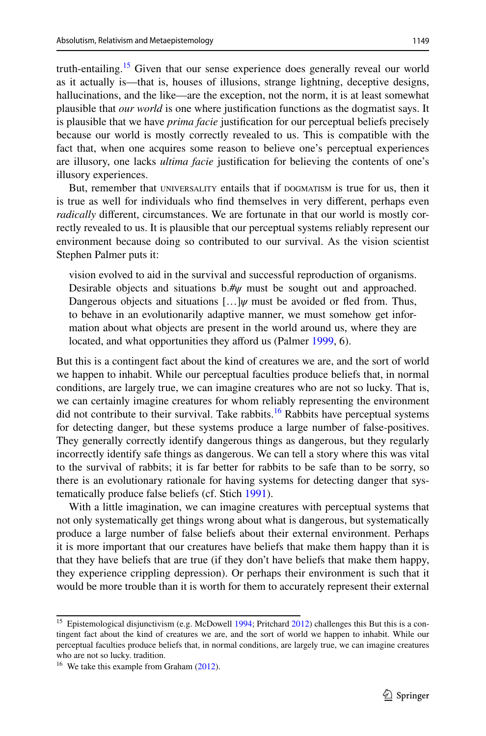truth-entailing.[15] Given that our sense experience does generally reveal our world as it actually is—that is, houses of illusions, strange lightning, deceptive designs, hallucinations, and the like—are the exception, not the norm, it is at least somewhat plausible that *our world* is one where justification functions as the dogmatist says. It is plausible that we have *prima facie* justification for our perceptual beliefs precisely because our world is mostly correctly revealed to us. This is compatible with the fact that, when one acquires some reason to believe one's perceptual experiences are illusory, one lacks *ultima facie* justification for believing the contents of one's illusory experiences.

But, remember that UNIVERSALITY entails that if DOGMATISM is true for us, then it is true as well for individuals who find themselves in very different, perhaps even *radically* different, circumstances. We are fortunate in that our world is mostly correctly revealed to us. It is plausible that our perceptual systems reliably represent our environment because doing so contributed to our survival. As the vision scientist Stephen Palmer puts it:

> vision evolved to aid in the survival and successful reproduction of organisms. Desirable objects and situations b.#ψ must be sought out and approached. Dangerous objects and situations […]ψ must be avoided or fled from. Thus, to behave in an evolutionarily adaptive manner, we must somehow get information about what objects are present in the world around us, where they are located, and what opportunities they afford us (Palmer 1999, 6).

But this is a contingent fact about the kind of creatures we are, and the sort of world we happen to inhabit. While our perceptual faculties produce beliefs that, in normal conditions, are largely true, we can imagine creatures who are not so lucky. That is, we can certainly imagine creatures for whom reliably representing the environment did not contribute to their survival. Take rabbits.[16] Rabbits have perceptual systems for detecting danger, but these systems produce a large number of false-positives. They generally correctly identify dangerous things as dangerous, but they regularly incorrectly identify safe things as dangerous. We can tell a story where this was vital to the survival of rabbits; it is far better for rabbits to be safe than to be sorry, so there is an evolutionary rationale for having systems for detecting danger that systematically produce false beliefs (cf. Stich 1991).

With a little imagination, we can imagine creatures with perceptual systems that not only systematically get things wrong about what is dangerous, but systematically produce a large number of false beliefs about their external environment. Perhaps it is more important that our creatures have beliefs that make them happy than it is that they have beliefs that are true (if they don't have beliefs that make them happy, they experience crippling depression). Or perhaps their environment is such that it would be more trouble than it is worth for them to accurately represent their external

---

[15] Epistemological disjunctivism (e.g. McDowell 1994; Pritchard 2012) challenges this But this is a contingent fact about the kind of creatures we are, and the sort of world we happen to inhabit. While our perceptual faculties produce beliefs that, in normal conditions, are largely true, we can imagine creatures who are not so lucky. tradition.

[16] We take this example from Graham (2012).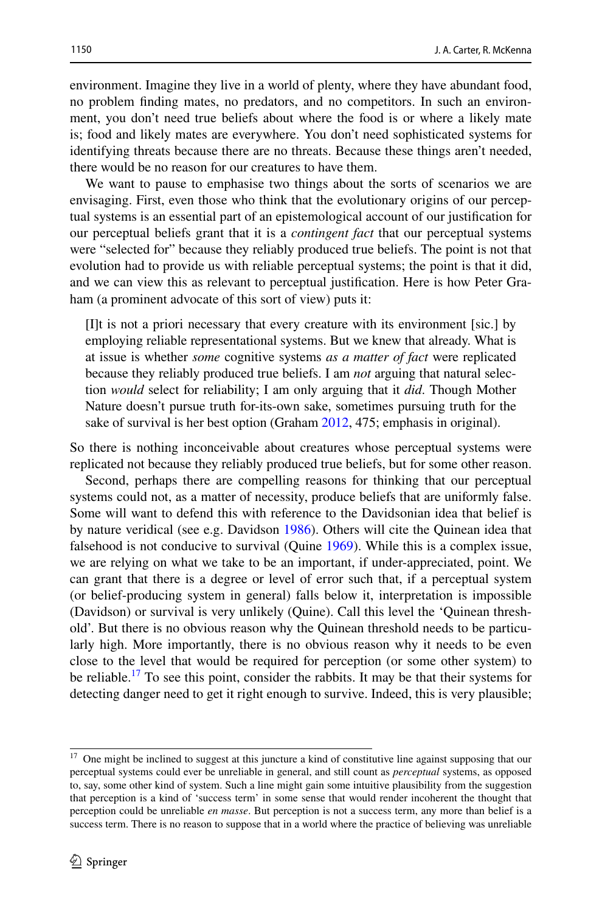environment. Imagine they live in a world of plenty, where they have abundant food, no problem finding mates, no predators, and no competitors. In such an environment, you don't need true beliefs about where the food is or where a likely mate is; food and likely mates are everywhere. You don't need sophisticated systems for identifying threats because there are no threats. Because these things aren't needed, there would be no reason for our creatures to have them.

We want to pause to emphasise two things about the sorts of scenarios we are envisaging. First, even those who think that the evolutionary origins of our perceptual systems is an essential part of an epistemological account of our justification for our perceptual beliefs grant that it is a *contingent fact* that our perceptual systems were "selected for" because they reliably produced true beliefs. The point is not that evolution had to provide us with reliable perceptual systems; the point is that it did, and we can view this as relevant to perceptual justification. Here is how Peter Graham (a prominent advocate of this sort of view) puts it:

> [I]t is not a priori necessary that every creature with its environment [sic.] by employing reliable representational systems. But we knew that already. What is at issue is whether *some* cognitive systems *as a matter of fact* were replicated because they reliably produced true beliefs. I am *not* arguing that natural selection *would* select for reliability; I am only arguing that it *did*. Though Mother Nature doesn't pursue truth for-its-own sake, sometimes pursuing truth for the sake of survival is her best option (Graham 2012, 475; emphasis in original).

So there is nothing inconceivable about creatures whose perceptual systems were replicated not because they reliably produced true beliefs, but for some other reason.

Second, perhaps there are compelling reasons for thinking that our perceptual systems could not, as a matter of necessity, produce beliefs that are uniformly false. Some will want to defend this with reference to the Davidsonian idea that belief is by nature veridical (see e.g. Davidson 1986). Others will cite the Quinean idea that falsehood is not conducive to survival (Quine 1969). While this is a complex issue, we are relying on what we take to be an important, if under-appreciated, point. We can grant that there is a degree or level of error such that, if a perceptual system (or belief-producing system in general) falls below it, interpretation is impossible (Davidson) or survival is very unlikely (Quine). Call this level the 'Quinean threshold'. But there is no obvious reason why the Quinean threshold needs to be particularly high. More importantly, there is no obvious reason why it needs to be even close to the level that would be required for perception (or some other system) to be reliable.[17] To see this point, consider the rabbits. It may be that their systems for detecting danger need to get it right enough to survive. Indeed, this is very plausible;

[17] One might be inclined to suggest at this juncture a kind of constitutive line against supposing that our perceptual systems could ever be unreliable in general, and still count as *perceptual* systems, as opposed to, say, some other kind of system. Such a line might gain some intuitive plausibility from the suggestion that perception is a kind of 'success term' in some sense that would render incoherent the thought that perception could be unreliable *en masse*. But perception is not a success term, any more than belief is a success term. There is no reason to suppose that in a world where the practice of believing was unreliable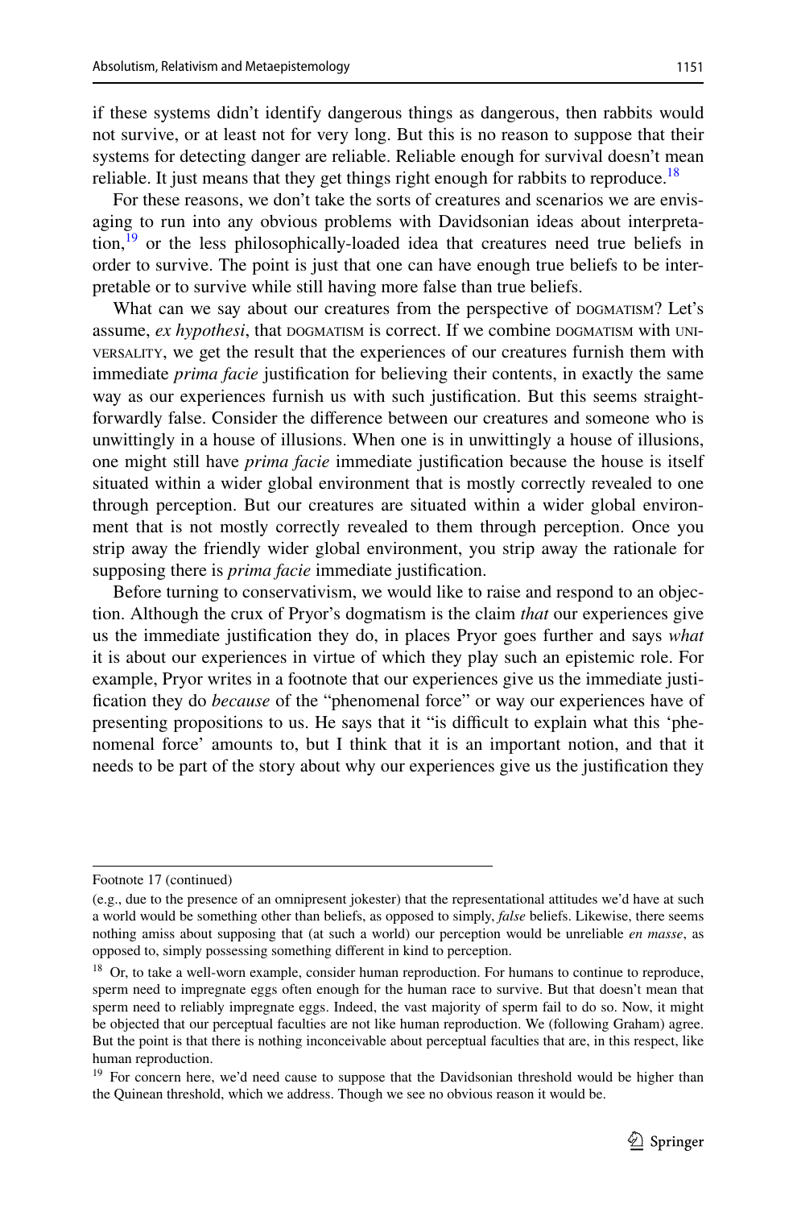if these systems didn't identify dangerous things as dangerous, then rabbits would not survive, or at least not for very long. But this is no reason to suppose that their systems for detecting danger are reliable. Reliable enough for survival doesn't mean reliable. It just means that they get things right enough for rabbits to reproduce.[18]

For these reasons, we don't take the sorts of creatures and scenarios we are envisaging to run into any obvious problems with Davidsonian ideas about interpretation,[19] or the less philosophically-loaded idea that creatures need true beliefs in order to survive. The point is just that one can have enough true beliefs to be interpretable or to survive while still having more false than true beliefs.

What can we say about our creatures from the perspective of DOGMATISM? Let's assume, *ex hypothesi*, that DOGMATISM is correct. If we combine DOGMATISM with UNIVERSALITY, we get the result that the experiences of our creatures furnish them with immediate *prima facie* justification for believing their contents, in exactly the same way as our experiences furnish us with such justification. But this seems straightforwardly false. Consider the difference between our creatures and someone who is unwittingly in a house of illusions. When one is in unwittingly a house of illusions, one might still have *prima facie* immediate justification because the house is itself situated within a wider global environment that is mostly correctly revealed to one through perception. But our creatures are situated within a wider global environment that is not mostly correctly revealed to them through perception. Once you strip away the friendly wider global environment, you strip away the rationale for supposing there is *prima facie* immediate justification.

Before turning to conservativism, we would like to raise and respond to an objection. Although the crux of Pryor's dogmatism is the claim *that* our experiences give us the immediate justification they do, in places Pryor goes further and says *what* it is about our experiences in virtue of which they play such an epistemic role. For example, Pryor writes in a footnote that our experiences give us the immediate justification they do *because* of the "phenomenal force" or way our experiences have of presenting propositions to us. He says that it "is difficult to explain what this 'phenomenal force' amounts to, but I think that it is an important notion, and that it needs to be part of the story about why our experiences give us the justification they

---

Footnote 17 (continued)

(e.g., due to the presence of an omnipresent jokester) that the representational attitudes we'd have at such a world would be something other than beliefs, as opposed to simply, *false* beliefs. Likewise, there seems nothing amiss about supposing that (at such a world) our perception would be unreliable *en masse*, as opposed to, simply possessing something different in kind to perception.

[18] Or, to take a well-worn example, consider human reproduction. For humans to continue to reproduce, sperm need to impregnate eggs often enough for the human race to survive. But that doesn't mean that sperm need to reliably impregnate eggs. Indeed, the vast majority of sperm fail to do so. Now, it might be objected that our perceptual faculties are not like human reproduction. We (following Graham) agree. But the point is that there is nothing inconceivable about perceptual faculties that are, in this respect, like human reproduction.

[19] For concern here, we'd need cause to suppose that the Davidsonian threshold would be higher than the Quinean threshold, which we address. Though we see no obvious reason it would be.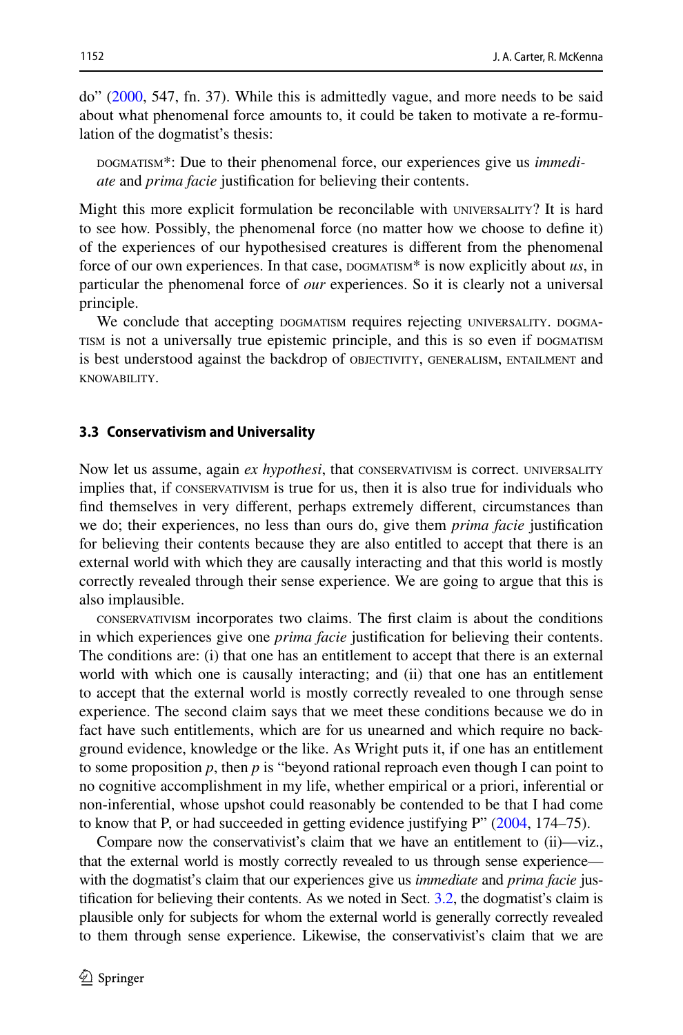do" (2000, 547, fn. 37). While this is admittedly vague, and more needs to be said about what phenomenal force amounts to, it could be taken to motivate a re-formulation of the dogmatist's thesis:

> DOGMATISM*: Due to their phenomenal force, our experiences give us *immediate* and *prima facie* justification for believing their contents.

Might this more explicit formulation be reconcilable with UNIVERSALITY? It is hard to see how. Possibly, the phenomenal force (no matter how we choose to define it) of the experiences of our hypothesised creatures is different from the phenomenal force of our own experiences. In that case, DOGMATISM* is now explicitly about *us*, in particular the phenomenal force of *our* experiences. So it is clearly not a universal principle.

We conclude that accepting DOGMATISM requires rejecting UNIVERSALITY. DOGMATISM is not a universally true epistemic principle, and this is so even if DOGMATISM is best understood against the backdrop of OBJECTIVITY, GENERALISM, ENTAILMENT and KNOWABILITY.

### 3.3 Conservativism and Universality

Now let us assume, again *ex hypothesi*, that CONSERVATIVISM is correct. UNIVERSALITY implies that, if CONSERVATIVISM is true for us, then it is also true for individuals who find themselves in very different, perhaps extremely different, circumstances than we do; their experiences, no less than ours do, give them *prima facie* justification for believing their contents because they are also entitled to accept that there is an external world with which they are causally interacting and that this world is mostly correctly revealed through their sense experience. We are going to argue that this is also implausible.

CONSERVATIVISM incorporates two claims. The first claim is about the conditions in which experiences give one *prima facie* justification for believing their contents. The conditions are: (i) that one has an entitlement to accept that there is an external world with which one is causally interacting; and (ii) that one has an entitlement to accept that the external world is mostly correctly revealed to one through sense experience. The second claim says that we meet these conditions because we do in fact have such entitlements, which are for us unearned and which require no background evidence, knowledge or the like. As Wright puts it, if one has an entitlement to some proposition *p*, then *p* is "beyond rational reproach even though I can point to no cognitive accomplishment in my life, whether empirical or a priori, inferential or non-inferential, whose upshot could reasonably be contended to be that I had come to know that P, or had succeeded in getting evidence justifying P" (2004, 174–75).

Compare now the conservativist's claim that we have an entitlement to (ii)—viz., that the external world is mostly correctly revealed to us through sense experience—with the dogmatist's claim that our experiences give us *immediate* and *prima facie* justification for believing their contents. As we noted in Sect. 3.2, the dogmatist's claim is plausible only for subjects for whom the external world is generally correctly revealed to them through sense experience. Likewise, the conservativist's claim that we are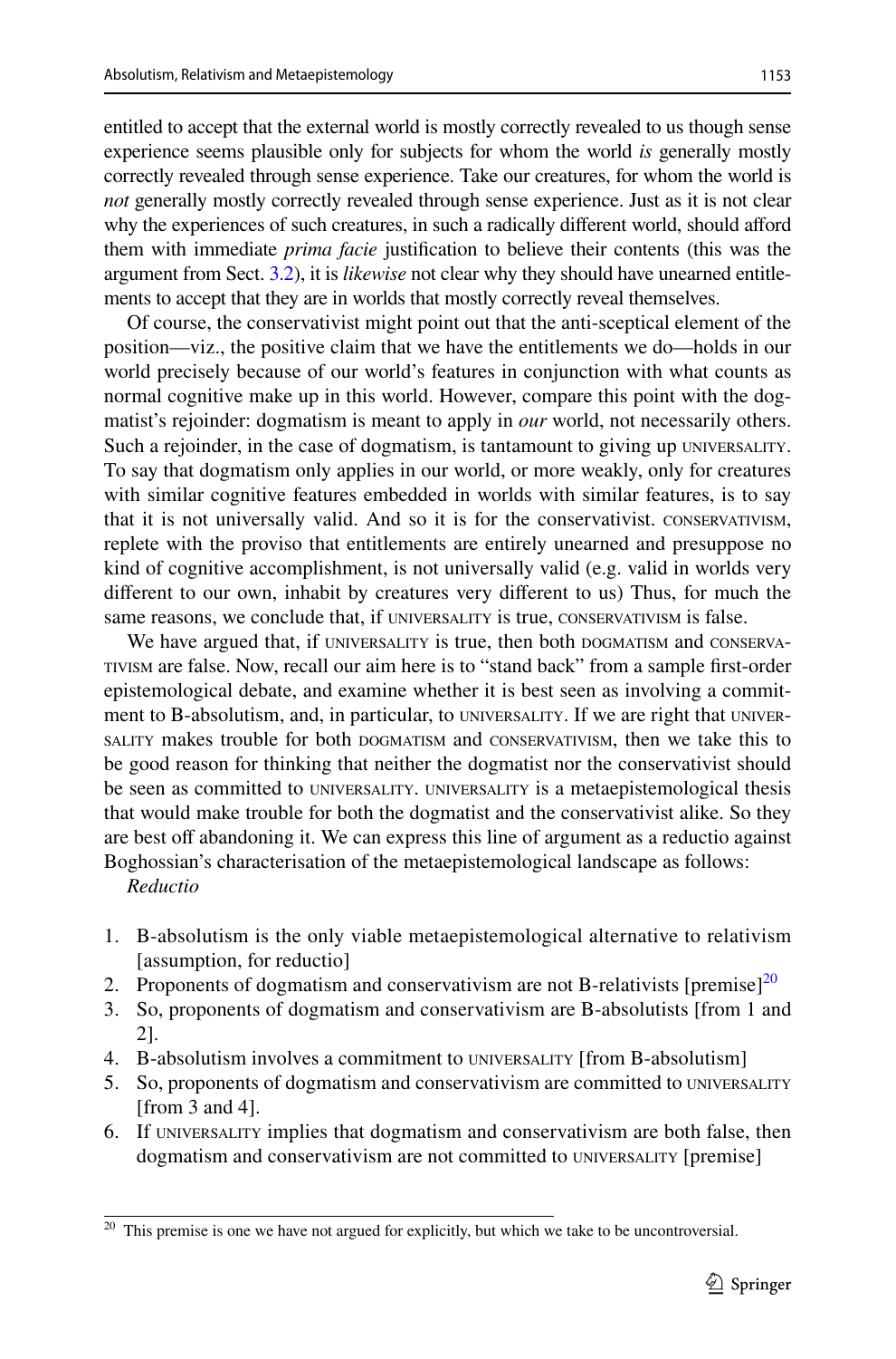entitled to accept that the external world is mostly correctly revealed to us though sense experience seems plausible only for subjects for whom the world *is* generally mostly correctly revealed through sense experience. Take our creatures, for whom the world is *not* generally mostly correctly revealed through sense experience. Just as it is not clear why the experiences of such creatures, in such a radically different world, should afford them with immediate *prima facie* justification to believe their contents (this was the argument from Sect. 3.2), it is *likewise* not clear why they should have unearned entitlements to accept that they are in worlds that mostly correctly reveal themselves.

Of course, the conservativist might point out that the anti-sceptical element of the position—viz., the positive claim that we have the entitlements we do—holds in our world precisely because of our world's features in conjunction with what counts as normal cognitive make up in this world. However, compare this point with the dogmatist's rejoinder: dogmatism is meant to apply in *our* world, not necessarily others. Such a rejoinder, in the case of dogmatism, is tantamount to giving up UNIVERSALITY. To say that dogmatism only applies in our world, or more weakly, only for creatures with similar cognitive features embedded in worlds with similar features, is to say that it is not universally valid. And so it is for the conservativist. CONSERVATIVISM, replete with the proviso that entitlements are entirely unearned and presuppose no kind of cognitive accomplishment, is not universally valid (e.g. valid in worlds very different to our own, inhabit by creatures very different to us) Thus, for much the same reasons, we conclude that, if UNIVERSALITY is true, CONSERVATIVISM is false.

We have argued that, if UNIVERSALITY is true, then both DOGMATISM and CONSERVATIVISM are false. Now, recall our aim here is to "stand back" from a sample first-order epistemological debate, and examine whether it is best seen as involving a commitment to B-absolutism, and, in particular, to UNIVERSALITY. If we are right that UNIVERSALITY makes trouble for both DOGMATISM and CONSERVATIVISM, then we take this to be good reason for thinking that neither the dogmatist nor the conservativist should be seen as committed to UNIVERSALITY. UNIVERSALITY is a metaepistemological thesis that would make trouble for both the dogmatist and the conservativist alike. So they are best off abandoning it. We can express this line of argument as a reductio against Boghossian's characterisation of the metaepistemological landscape as follows:

*Reductio*

1. B-absolutism is the only viable metaepistemological alternative to relativism [assumption, for reductio]
2. Proponents of dogmatism and conservativism are not B-relativists [premise][20]
3. So, proponents of dogmatism and conservativism are B-absolutists [from 1 and 2].
4. B-absolutism involves a commitment to UNIVERSALITY [from B-absolutism]
5. So, proponents of dogmatism and conservativism are committed to UNIVERSALITY [from 3 and 4].
6. If UNIVERSALITY implies that dogmatism and conservativism are both false, then dogmatism and conservativism are not committed to UNIVERSALITY [premise]

[20] This premise is one we have not argued for explicitly, but which we take to be uncontroversial.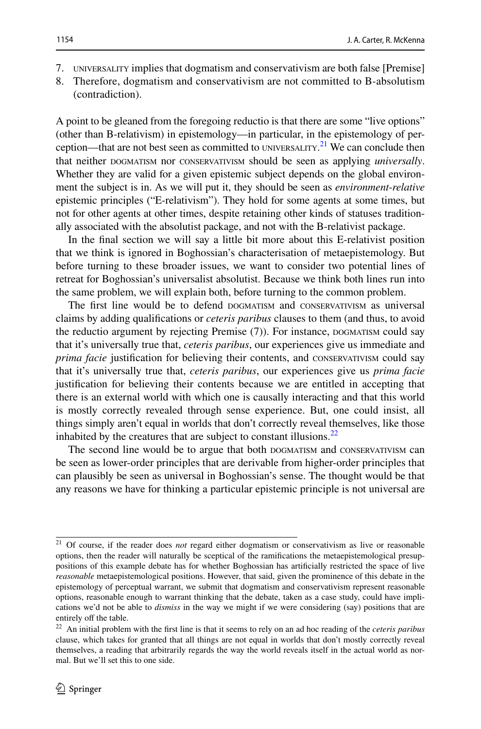7. UNIVERSALITY implies that dogmatism and conservativism are both false [Premise]
8. Therefore, dogmatism and conservativism are not committed to B-absolutism (contradiction).

A point to be gleaned from the foregoing reductio is that there are some "live options" (other than B-relativism) in epistemology—in particular, in the epistemology of perception—that are not best seen as committed to UNIVERSALITY.[21] We can conclude then that neither DOGMATISM nor CONSERVATIVISM should be seen as applying *universally*. Whether they are valid for a given epistemic subject depends on the global environment the subject is in. As we will put it, they should be seen as *environment-relative* epistemic principles ("E-relativism"). They hold for some agents at some times, but not for other agents at other times, despite retaining other kinds of statuses traditionally associated with the absolutist package, and not with the B-relativist package.

In the final section we will say a little bit more about this E-relativist position that we think is ignored in Boghossian's characterisation of metaepistemology. But before turning to these broader issues, we want to consider two potential lines of retreat for Boghossian's universalist absolutist. Because we think both lines run into the same problem, we will explain both, before turning to the common problem.

The first line would be to defend DOGMATISM and CONSERVATIVISM as universal claims by adding qualifications or *ceteris paribus* clauses to them (and thus, to avoid the reductio argument by rejecting Premise (7)). For instance, DOGMATISM could say that it's universally true that, *ceteris paribus*, our experiences give us immediate and *prima facie* justification for believing their contents, and CONSERVATIVISM could say that it's universally true that, *ceteris paribus*, our experiences give us *prima facie* justification for believing their contents because we are entitled in accepting that there is an external world with which one is causally interacting and that this world is mostly correctly revealed through sense experience. But, one could insist, all things simply aren't equal in worlds that don't correctly reveal themselves, like those inhabited by the creatures that are subject to constant illusions.[22]

The second line would be to argue that both DOGMATISM and CONSERVATIVISM can be seen as lower-order principles that are derivable from higher-order principles that can plausibly be seen as universal in Boghossian's sense. The thought would be that any reasons we have for thinking a particular epistemic principle is not universal are

---

[21] Of course, if the reader does *not* regard either dogmatism or conservativism as live or reasonable options, then the reader will naturally be sceptical of the ramifications the metaepistemological presuppositions of this example debate has for whether Boghossian has artificially restricted the space of live *reasonable* metaepistemological positions. However, that said, given the prominence of this debate in the epistemology of perceptual warrant, we submit that dogmatism and conservativism represent reasonable options, reasonable enough to warrant thinking that the debate, taken as a case study, could have implications we'd not be able to *dismiss* in the way we might if we were considering (say) positions that are entirely off the table.

[22] An initial problem with the first line is that it seems to rely on an ad hoc reading of the *ceteris paribus* clause, which takes for granted that all things are not equal in worlds that don't mostly correctly reveal themselves, a reading that arbitrarily regards the way the world reveals itself in the actual world as normal. But we'll set this to one side.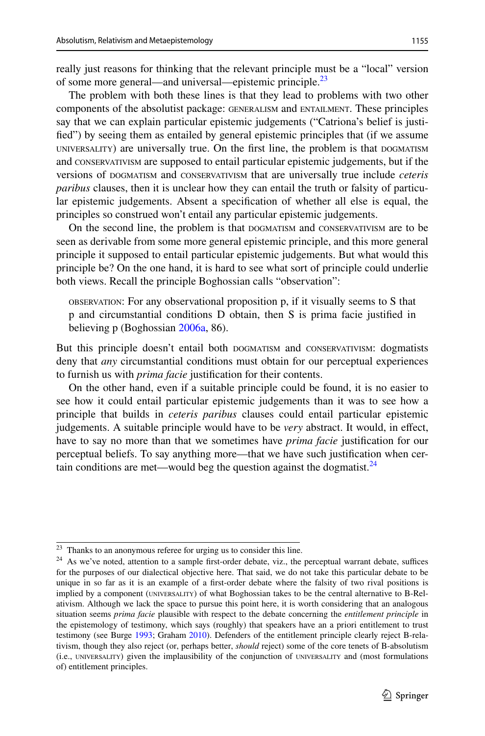really just reasons for thinking that the relevant principle must be a "local" version of some more general—and universal—epistemic principle.[23]

The problem with both these lines is that they lead to problems with two other components of the absolutist package: GENERALISM and ENTAILMENT. These principles say that we can explain particular epistemic judgements ("Catriona's belief is justified") by seeing them as entailed by general epistemic principles that (if we assume UNIVERSALITY) are universally true. On the first line, the problem is that DOGMATISM and CONSERVATIVISM are supposed to entail particular epistemic judgements, but if the versions of DOGMATISM and CONSERVATIVISM that are universally true include *ceteris paribus* clauses, then it is unclear how they can entail the truth or falsity of particular epistemic judgements. Absent a specification of whether all else is equal, the principles so construed won't entail any particular epistemic judgements.

On the second line, the problem is that DOGMATISM and CONSERVATIVISM are to be seen as derivable from some more general epistemic principle, and this more general principle it supposed to entail particular epistemic judgements. But what would this principle be? On the one hand, it is hard to see what sort of principle could underlie both views. Recall the principle Boghossian calls "observation":

> OBSERVATION: For any observational proposition p, if it visually seems to S that p and circumstantial conditions D obtain, then S is prima facie justified in believing p (Boghossian 2006a, 86).

But this principle doesn't entail both DOGMATISM and CONSERVATIVISM: dogmatists deny that *any* circumstantial conditions must obtain for our perceptual experiences to furnish us with *prima facie* justification for their contents.

On the other hand, even if a suitable principle could be found, it is no easier to see how it could entail particular epistemic judgements than it was to see how a principle that builds in *ceteris paribus* clauses could entail particular epistemic judgements. A suitable principle would have to be *very* abstract. It would, in effect, have to say no more than that we sometimes have *prima facie* justification for our perceptual beliefs. To say anything more—that we have such justification when certain conditions are met—would beg the question against the dogmatist.[24]

---

[23] Thanks to an anonymous referee for urging us to consider this line.

[24] As we've noted, attention to a sample first-order debate, viz., the perceptual warrant debate, suffices for the purposes of our dialectical objective here. That said, we do not take this particular debate to be unique in so far as it is an example of a first-order debate where the falsity of two rival positions is implied by a component (UNIVERSALITY) of what Boghossian takes to be the central alternative to B-Relativism. Although we lack the space to pursue this point here, it is worth considering that an analogous situation seems *prima facie* plausible with respect to the debate concerning the *entitlement principle* in the epistemology of testimony, which says (roughly) that speakers have an a priori entitlement to trust testimony (see Burge 1993; Graham 2010). Defenders of the entitlement principle clearly reject B-relativism, though they also reject (or, perhaps better, *should* reject) some of the core tenets of B-absolutism (i.e., UNIVERSALITY) given the implausibility of the conjunction of UNIVERSALITY and (most formulations of) entitlement principles.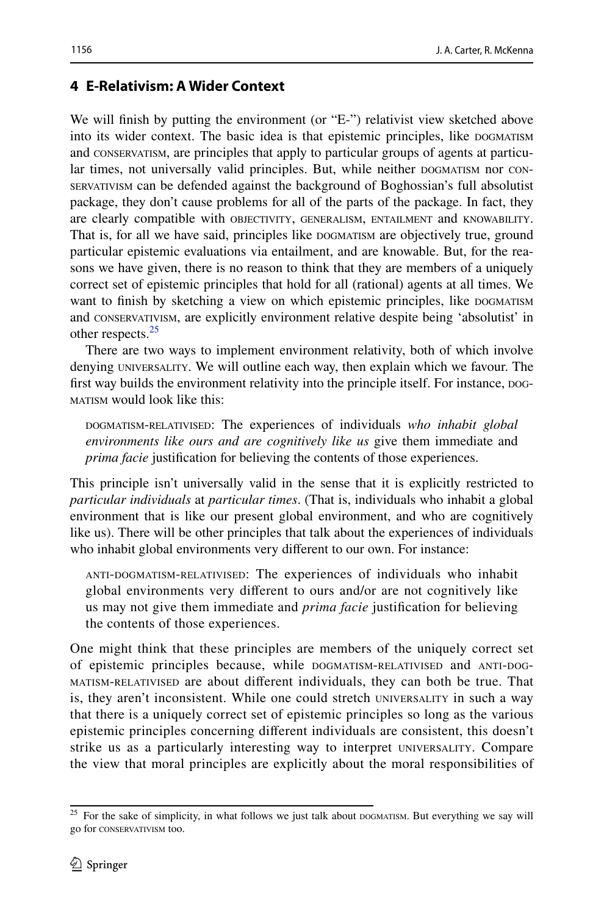## 4 E-Relativism: A Wider Context

We will finish by putting the environment (or "E-") relativist view sketched above into its wider context. The basic idea is that epistemic principles, like DOGMATISM and CONSERVATISM, are principles that apply to particular groups of agents at particular times, not universally valid principles. But, while neither DOGMATISM nor CONSERVATIVISM can be defended against the background of Boghossian's full absolutist package, they don't cause problems for all of the parts of the package. In fact, they are clearly compatible with OBJECTIVITY, GENERALISM, ENTAILMENT and KNOWABILITY. That is, for all we have said, principles like DOGMATISM are objectively true, ground particular epistemic evaluations via entailment, and are knowable. But, for the reasons we have given, there is no reason to think that they are members of a uniquely correct set of epistemic principles that hold for all (rational) agents at all times. We want to finish by sketching a view on which epistemic principles, like DOGMATISM and CONSERVATIVISM, are explicitly environment relative despite being 'absolutist' in other respects.[25]

There are two ways to implement environment relativity, both of which involve denying UNIVERSALITY. We will outline each way, then explain which we favour. The first way builds the environment relativity into the principle itself. For instance, DOGMATISM would look like this:

> DOGMATISM-RELATIVISED: The experiences of individuals *who inhabit global environments like ours and are cognitively like us* give them immediate and *prima facie* justification for believing the contents of those experiences.

This principle isn't universally valid in the sense that it is explicitly restricted to *particular individuals* at *particular times*. (That is, individuals who inhabit a global environment that is like our present global environment, and who are cognitively like us). There will be other principles that talk about the experiences of individuals who inhabit global environments very different to our own. For instance:

> ANTI-DOGMATISM-RELATIVISED: The experiences of individuals who inhabit global environments very different to ours and/or are not cognitively like us may not give them immediate and *prima facie* justification for believing the contents of those experiences.

One might think that these principles are members of the uniquely correct set of epistemic principles because, while DOGMATISM-RELATIVISED and ANTI-DOGMATISM-RELATIVISED are about different individuals, they can both be true. That is, they aren't inconsistent. While one could stretch UNIVERSALITY in such a way that there is a uniquely correct set of epistemic principles so long as the various epistemic principles concerning different individuals are consistent, this doesn't strike us as a particularly interesting way to interpret UNIVERSALITY. Compare the view that moral principles are explicitly about the moral responsibilities of

[25] For the sake of simplicity, in what follows we just talk about DOGMATISM. But everything we say will go for CONSERVATIVISM too.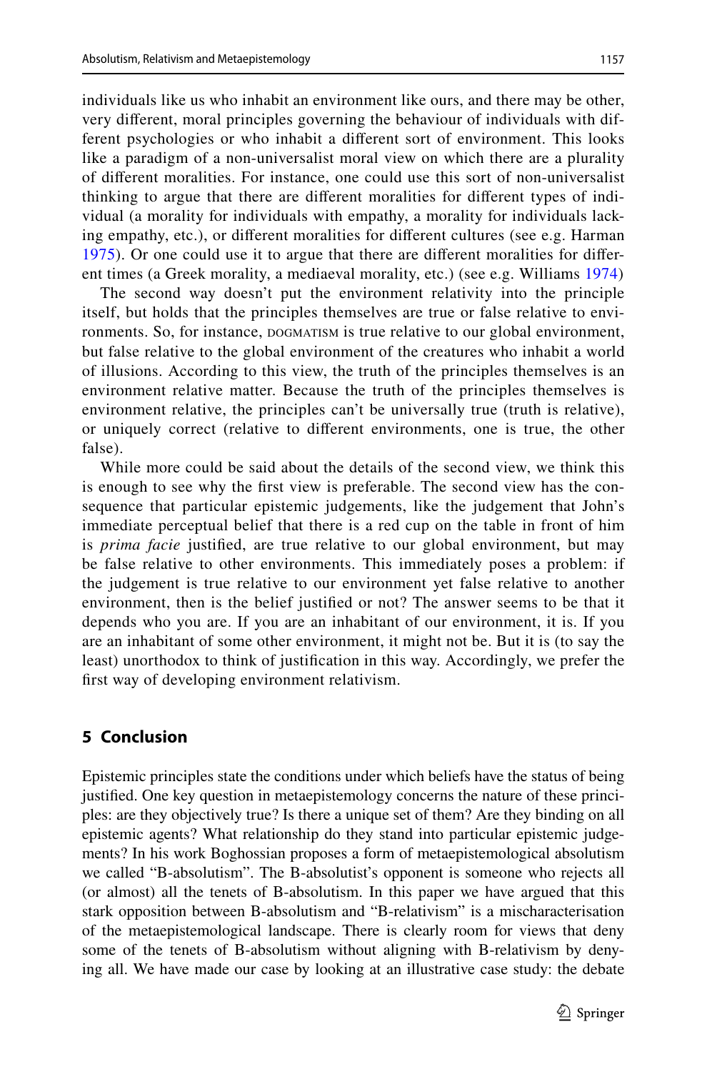individuals like us who inhabit an environment like ours, and there may be other, very different, moral principles governing the behaviour of individuals with different psychologies or who inhabit a different sort of environment. This looks like a paradigm of a non-universalist moral view on which there are a plurality of different moralities. For instance, one could use this sort of non-universalist thinking to argue that there are different moralities for different types of individual (a morality for individuals with empathy, a morality for individuals lacking empathy, etc.), or different moralities for different cultures (see e.g. Harman 1975). Or one could use it to argue that there are different moralities for different times (a Greek morality, a mediaeval morality, etc.) (see e.g. Williams 1974)

The second way doesn't put the environment relativity into the principle itself, but holds that the principles themselves are true or false relative to environments. So, for instance, DOGMATISM is true relative to our global environment, but false relative to the global environment of the creatures who inhabit a world of illusions. According to this view, the truth of the principles themselves is an environment relative matter. Because the truth of the principles themselves is environment relative, the principles can't be universally true (truth is relative), or uniquely correct (relative to different environments, one is true, the other false).

While more could be said about the details of the second view, we think this is enough to see why the first view is preferable. The second view has the consequence that particular epistemic judgements, like the judgement that John's immediate perceptual belief that there is a red cup on the table in front of him is *prima facie* justified, are true relative to our global environment, but may be false relative to other environments. This immediately poses a problem: if the judgement is true relative to our environment yet false relative to another environment, then is the belief justified or not? The answer seems to be that it depends who you are. If you are an inhabitant of our environment, it is. If you are an inhabitant of some other environment, it might not be. But it is (to say the least) unorthodox to think of justification in this way. Accordingly, we prefer the first way of developing environment relativism.

## 5 Conclusion

Epistemic principles state the conditions under which beliefs have the status of being justified. One key question in metaepistemology concerns the nature of these principles: are they objectively true? Is there a unique set of them? Are they binding on all epistemic agents? What relationship do they stand into particular epistemic judgements? In his work Boghossian proposes a form of metaepistemological absolutism we called "B-absolutism". The B-absolutist's opponent is someone who rejects all (or almost) all the tenets of B-absolutism. In this paper we have argued that this stark opposition between B-absolutism and "B-relativism" is a mischaracterisation of the metaepistemological landscape. There is clearly room for views that deny some of the tenets of B-absolutism without aligning with B-relativism by denying all. We have made our case by looking at an illustrative case study: the debate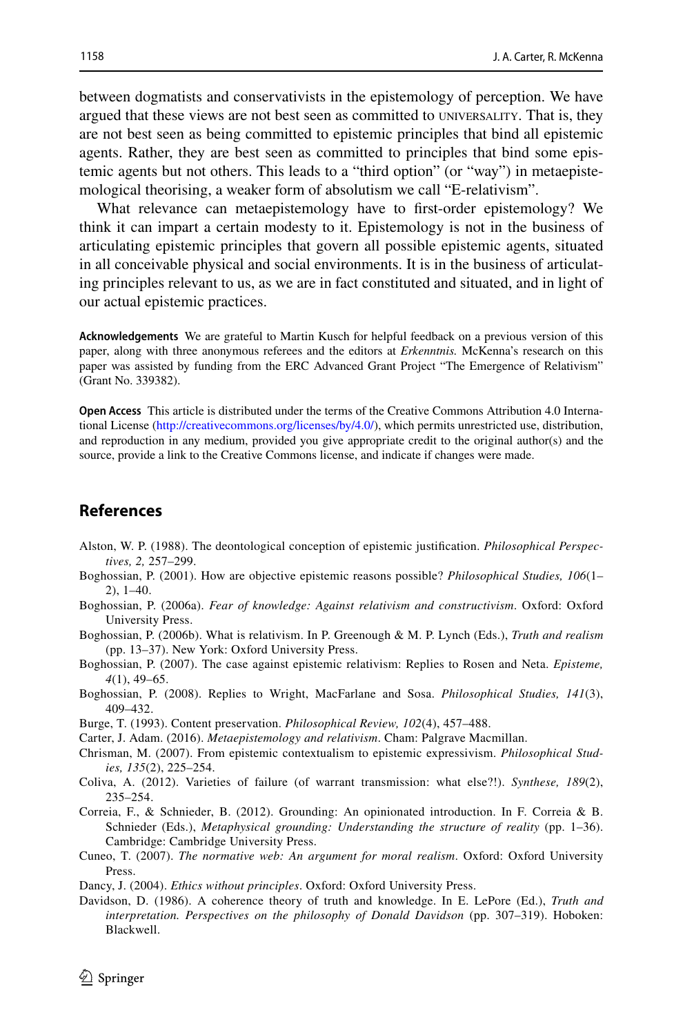between dogmatists and conservativists in the epistemology of perception. We have argued that these views are not best seen as committed to UNIVERSALITY. That is, they are not best seen as being committed to epistemic principles that bind all epistemic agents. Rather, they are best seen as committed to principles that bind some epistemic agents but not others. This leads to a "third option" (or "way") in metaepistemological theorising, a weaker form of absolutism we call "E-relativism".

What relevance can metaepistemology have to first-order epistemology? We think it can impart a certain modesty to it. Epistemology is not in the business of articulating epistemic principles that govern all possible epistemic agents, situated in all conceivable physical and social environments. It is in the business of articulating principles relevant to us, as we are in fact constituted and situated, and in light of our actual epistemic practices.

**Acknowledgements** We are grateful to Martin Kusch for helpful feedback on a previous version of this paper, along with three anonymous referees and the editors at *Erkenntnis.* McKenna's research on this paper was assisted by funding from the ERC Advanced Grant Project "The Emergence of Relativism" (Grant No. 339382).

**Open Access** This article is distributed under the terms of the Creative Commons Attribution 4.0 International License (http://creativecommons.org/licenses/by/4.0/), which permits unrestricted use, distribution, and reproduction in any medium, provided you give appropriate credit to the original author(s) and the source, provide a link to the Creative Commons license, and indicate if changes were made.

## References

Alston, W. P. (1988). The deontological conception of epistemic justification. *Philosophical Perspectives, 2,* 257–299.

Boghossian, P. (2001). How are objective epistemic reasons possible? *Philosophical Studies, 106*(1–2), 1–40.

Boghossian, P. (2006a). *Fear of knowledge: Against relativism and constructivism*. Oxford: Oxford University Press.

Boghossian, P. (2006b). What is relativism. In P. Greenough & M. P. Lynch (Eds.), *Truth and realism* (pp. 13–37). New York: Oxford University Press.

Boghossian, P. (2007). The case against epistemic relativism: Replies to Rosen and Neta. *Episteme, 4*(1), 49–65.

Boghossian, P. (2008). Replies to Wright, MacFarlane and Sosa. *Philosophical Studies, 141*(3), 409–432.

Burge, T. (1993). Content preservation. *Philosophical Review, 102*(4), 457–488.

Carter, J. Adam. (2016). *Metaepistemology and relativism*. Cham: Palgrave Macmillan.

Chrisman, M. (2007). From epistemic contextualism to epistemic expressivism. *Philosophical Studies, 135*(2), 225–254.

Coliva, A. (2012). Varieties of failure (of warrant transmission: what else?!). *Synthese, 189*(2), 235–254.

Correia, F., & Schnieder, B. (2012). Grounding: An opinionated introduction. In F. Correia & B. Schnieder (Eds.), *Metaphysical grounding: Understanding the structure of reality* (pp. 1–36). Cambridge: Cambridge University Press.

Cuneo, T. (2007). *The normative web: An argument for moral realism*. Oxford: Oxford University Press.

Dancy, J. (2004). *Ethics without principles*. Oxford: Oxford University Press.

Davidson, D. (1986). A coherence theory of truth and knowledge. In E. LePore (Ed.), *Truth and interpretation. Perspectives on the philosophy of Donald Davidson* (pp. 307–319). Hoboken: Blackwell.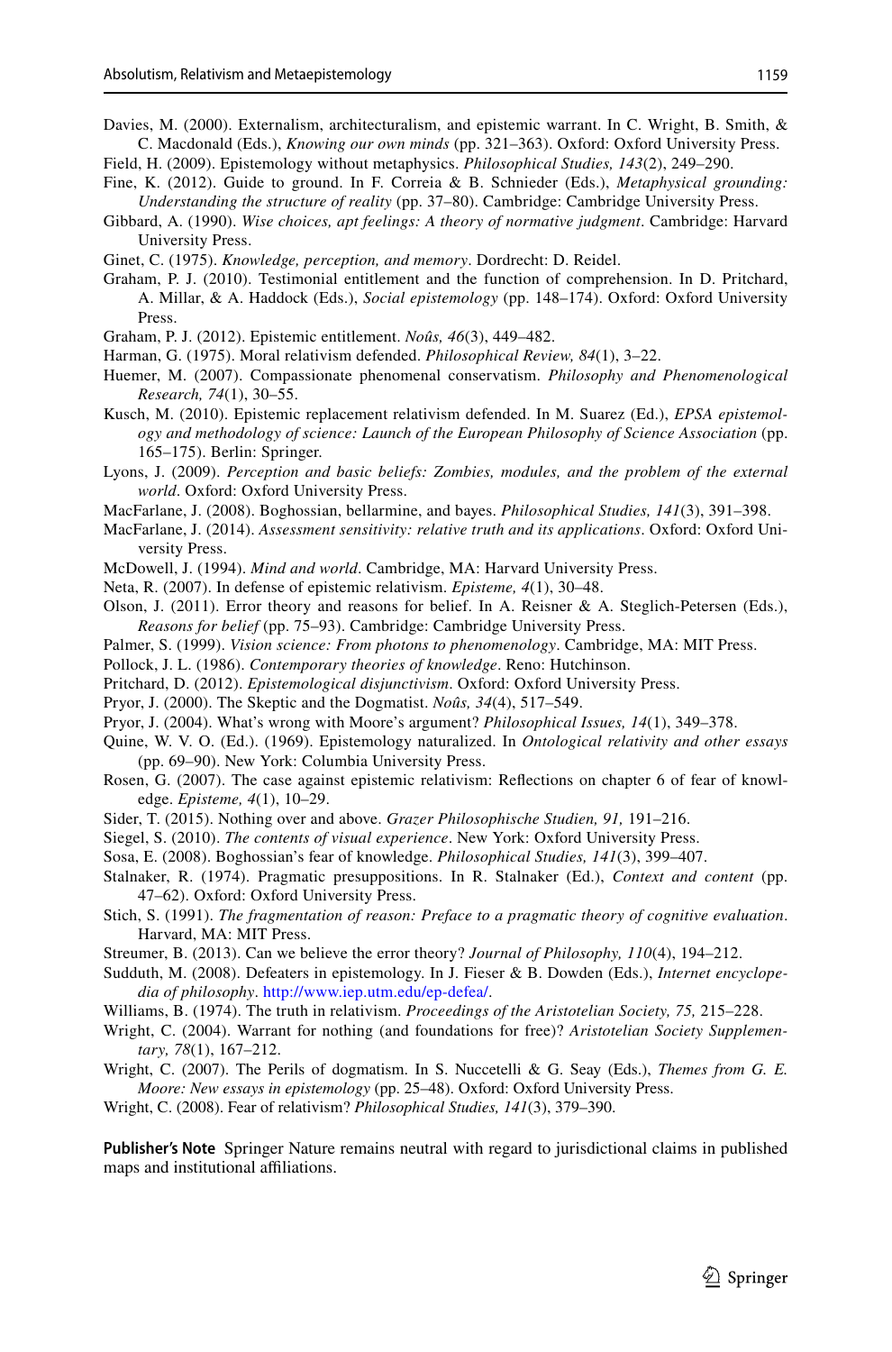Davies, M. (2000). Externalism, architecturalism, and epistemic warrant. In C. Wright, B. Smith, & C. Macdonald (Eds.), *Knowing our own minds* (pp. 321–363). Oxford: Oxford University Press.

Field, H. (2009). Epistemology without metaphysics. *Philosophical Studies, 143*(2), 249–290.

Fine, K. (2012). Guide to ground. In F. Correia & B. Schnieder (Eds.), *Metaphysical grounding: Understanding the structure of reality* (pp. 37–80). Cambridge: Cambridge University Press.

Gibbard, A. (1990). *Wise choices, apt feelings: A theory of normative judgment*. Cambridge: Harvard University Press.

Ginet, C. (1975). *Knowledge, perception, and memory*. Dordrecht: D. Reidel.

Graham, P. J. (2010). Testimonial entitlement and the function of comprehension. In D. Pritchard, A. Millar, & A. Haddock (Eds.), *Social epistemology* (pp. 148–174). Oxford: Oxford University Press.

Graham, P. J. (2012). Epistemic entitlement. *Noûs, 46*(3), 449–482.

Harman, G. (1975). Moral relativism defended. *Philosophical Review, 84*(1), 3–22.

Huemer, M. (2007). Compassionate phenomenal conservatism. *Philosophy and Phenomenological Research, 74*(1), 30–55.

Kusch, M. (2010). Epistemic replacement relativism defended. In M. Suarez (Ed.), *EPSA epistemology and methodology of science: Launch of the European Philosophy of Science Association* (pp. 165–175). Berlin: Springer.

Lyons, J. (2009). *Perception and basic beliefs: Zombies, modules, and the problem of the external world*. Oxford: Oxford University Press.

MacFarlane, J. (2008). Boghossian, bellarmine, and bayes. *Philosophical Studies, 141*(3), 391–398.

MacFarlane, J. (2014). *Assessment sensitivity: relative truth and its applications*. Oxford: Oxford University Press.

McDowell, J. (1994). *Mind and world*. Cambridge, MA: Harvard University Press.

Neta, R. (2007). In defense of epistemic relativism. *Episteme, 4*(1), 30–48.

Olson, J. (2011). Error theory and reasons for belief. In A. Reisner & A. Steglich-Petersen (Eds.), *Reasons for belief* (pp. 75–93). Cambridge: Cambridge University Press.

Palmer, S. (1999). *Vision science: From photons to phenomenology*. Cambridge, MA: MIT Press.

Pollock, J. L. (1986). *Contemporary theories of knowledge*. Reno: Hutchinson.

Pritchard, D. (2012). *Epistemological disjunctivism*. Oxford: Oxford University Press.

Pryor, J. (2000). The Skeptic and the Dogmatist. *Noûs, 34*(4), 517–549.

Pryor, J. (2004). What's wrong with Moore's argument? *Philosophical Issues, 14*(1), 349–378.

Quine, W. V. O. (Ed.). (1969). Epistemology naturalized. In *Ontological relativity and other essays* (pp. 69–90). New York: Columbia University Press.

Rosen, G. (2007). The case against epistemic relativism: Reflections on chapter 6 of fear of knowledge. *Episteme, 4*(1), 10–29.

Sider, T. (2015). Nothing over and above. *Grazer Philosophische Studien, 91,* 191–216.

Siegel, S. (2010). *The contents of visual experience*. New York: Oxford University Press.

Sosa, E. (2008). Boghossian's fear of knowledge. *Philosophical Studies, 141*(3), 399–407.

Stalnaker, R. (1974). Pragmatic presuppositions. In R. Stalnaker (Ed.), *Context and content* (pp. 47–62). Oxford: Oxford University Press.

Stich, S. (1991). *The fragmentation of reason: Preface to a pragmatic theory of cognitive evaluation*. Harvard, MA: MIT Press.

Streumer, B. (2013). Can we believe the error theory? *Journal of Philosophy, 110*(4), 194–212.

Sudduth, M. (2008). Defeaters in epistemology. In J. Fieser & B. Dowden (Eds.), *Internet encyclopedia of philosophy*. http://www.iep.utm.edu/ep-defea/.

Williams, B. (1974). The truth in relativism. *Proceedings of the Aristotelian Society, 75,* 215–228.

Wright, C. (2004). Warrant for nothing (and foundations for free)? *Aristotelian Society Supplementary, 78*(1), 167–212.

Wright, C. (2007). The Perils of dogmatism. In S. Nuccetelli & G. Seay (Eds.), *Themes from G. E. Moore: New essays in epistemology* (pp. 25–48). Oxford: Oxford University Press.

Wright, C. (2008). Fear of relativism? *Philosophical Studies, 141*(3), 379–390.

**Publisher's Note** Springer Nature remains neutral with regard to jurisdictional claims in published maps and institutional affiliations.